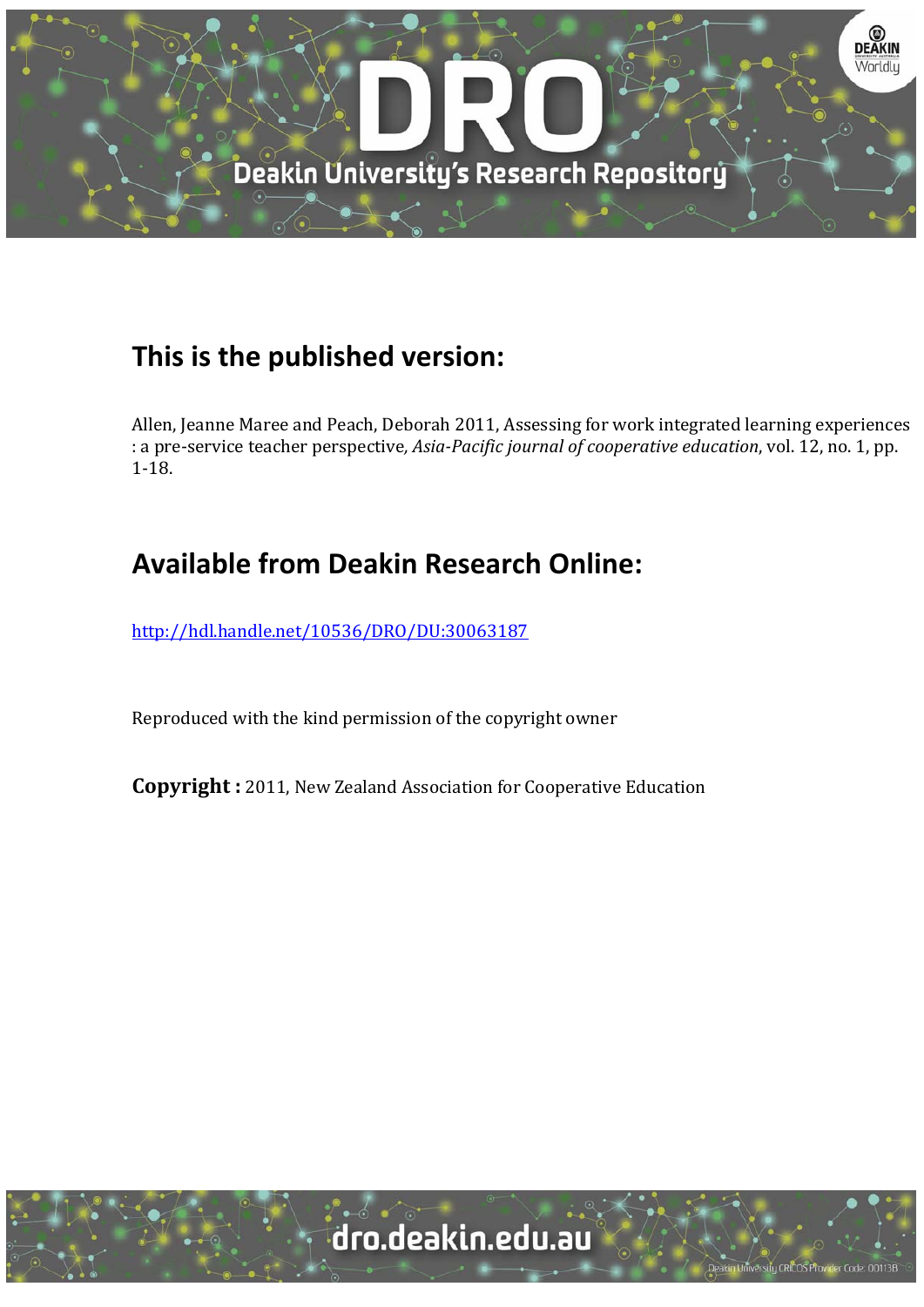## This is the published version:

Allen, Jeanne Maree and Peach, Deborah 2011, Assessing for work integrated learning experiences : a pre-service teacher perspective, *Asia-Pacific journal of cooperative education*, vol. 12, no. 1, pp. 1-18.

## Available from Deakin Research Online:

http://hdl.handle.net/10536/DRO/DU:30063187

Reproduced with the kind permission of the copyright owner

**Copyright :** 2011, New Zealand Association for Cooperative Education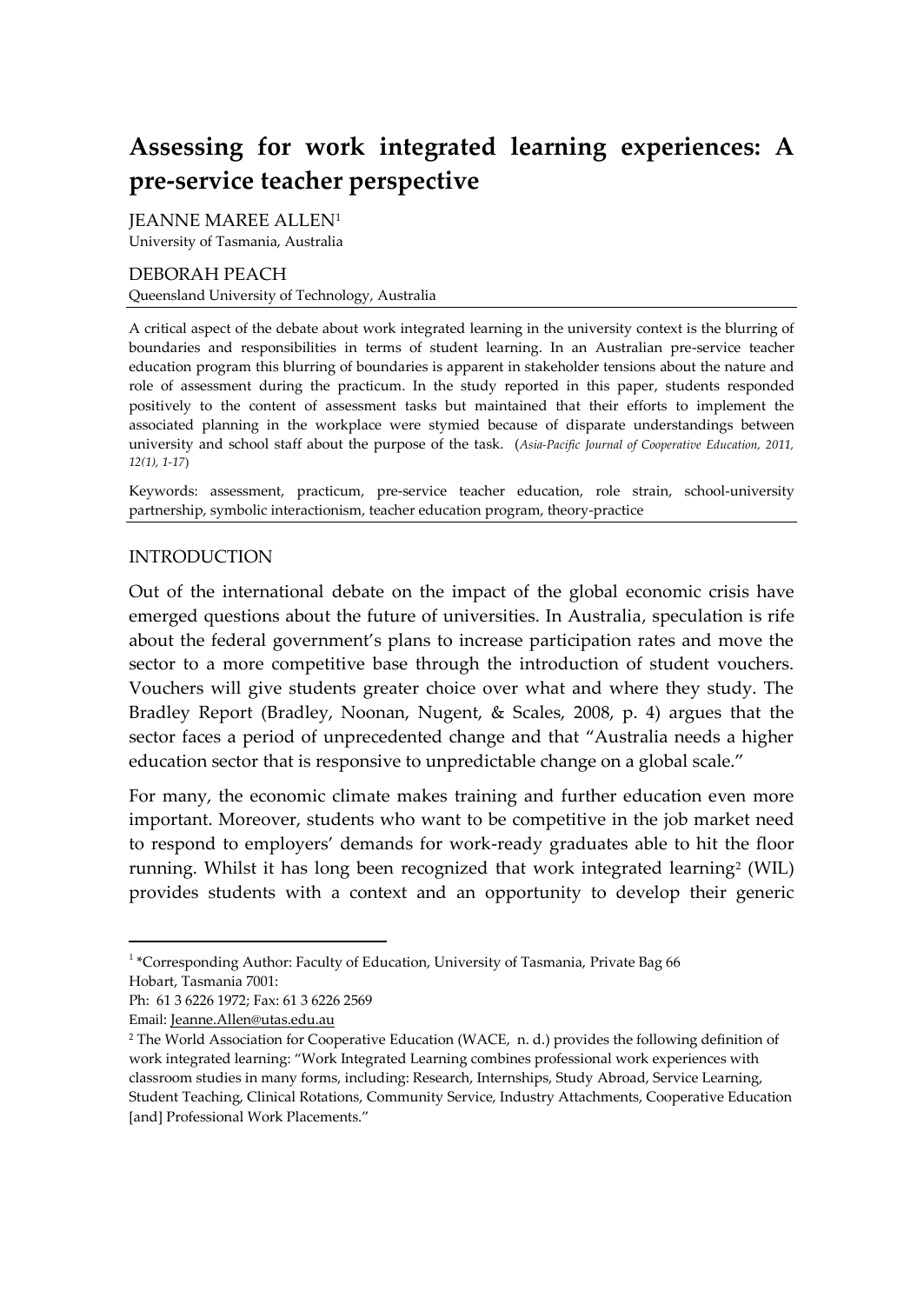# Assessing for work integrated learning experiences: A pre-service teacher perspective

JEANNE MAREE ALLEN[1]
University of Tasmania, Australia

DEBORAH PEACH
Queensland University of Technology, Australia

A critical aspect of the debate about work integrated learning in the university context is the blurring of boundaries and responsibilities in terms of student learning. In an Australian pre-service teacher education program this blurring of boundaries is apparent in stakeholder tensions about the nature and role of assessment during the practicum. In the study reported in this paper, students responded positively to the content of assessment tasks but maintained that their efforts to implement the associated planning in the workplace were stymied because of disparate understandings between university and school staff about the purpose of the task. (*Asia-Pacific Journal of Cooperative Education, 2011, 12(1), 1-17*)

Keywords: assessment, practicum, pre-service teacher education, role strain, school-university partnership, symbolic interactionism, teacher education program, theory-practice

## INTRODUCTION

Out of the international debate on the impact of the global economic crisis have emerged questions about the future of universities. In Australia, speculation is rife about the federal government's plans to increase participation rates and move the sector to a more competitive base through the introduction of student vouchers. Vouchers will give students greater choice over what and where they study. The Bradley Report (Bradley, Noonan, Nugent, & Scales, 2008, p. 4) argues that the sector faces a period of unprecedented change and that "Australia needs a higher education sector that is responsive to unpredictable change on a global scale."

For many, the economic climate makes training and further education even more important. Moreover, students who want to be competitive in the job market need to respond to employers' demands for work-ready graduates able to hit the floor running. Whilst it has long been recognized that work integrated learning[2] (WIL) provides students with a context and an opportunity to develop their generic

---

[1] *Corresponding Author: Faculty of Education, University of Tasmania, Private Bag 66 Hobart, Tasmania 7001:
Ph: 61 3 6226 1972; Fax: 61 3 6226 2569
Email: Jeanne.Allen@utas.edu.au

[2] The World Association for Cooperative Education (WACE, n. d.) provides the following definition of work integrated learning: "Work Integrated Learning combines professional work experiences with classroom studies in many forms, including: Research, Internships, Study Abroad, Service Learning, Student Teaching, Clinical Rotations, Community Service, Industry Attachments, Cooperative Education [and] Professional Work Placements."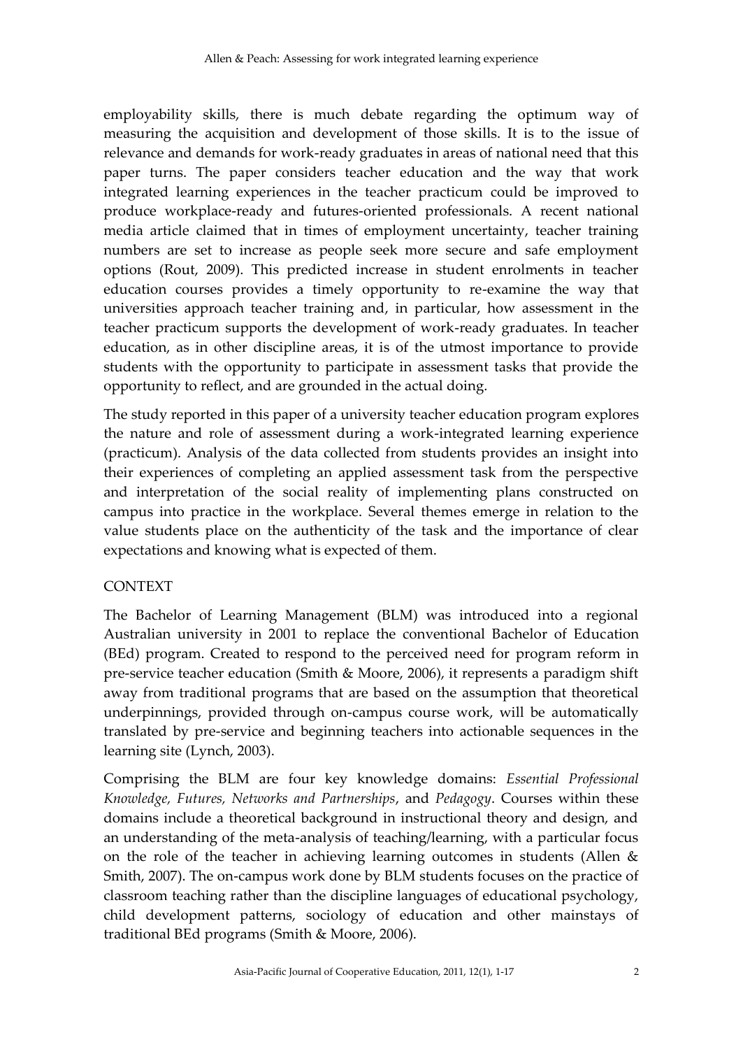employability skills, there is much debate regarding the optimum way of measuring the acquisition and development of those skills. It is to the issue of relevance and demands for work-ready graduates in areas of national need that this paper turns. The paper considers teacher education and the way that work integrated learning experiences in the teacher practicum could be improved to produce workplace-ready and futures-oriented professionals. A recent national media article claimed that in times of employment uncertainty, teacher training numbers are set to increase as people seek more secure and safe employment options (Rout, 2009). This predicted increase in student enrolments in teacher education courses provides a timely opportunity to re-examine the way that universities approach teacher training and, in particular, how assessment in the teacher practicum supports the development of work-ready graduates. In teacher education, as in other discipline areas, it is of the utmost importance to provide students with the opportunity to participate in assessment tasks that provide the opportunity to reflect, and are grounded in the actual doing.

The study reported in this paper of a university teacher education program explores the nature and role of assessment during a work-integrated learning experience (practicum). Analysis of the data collected from students provides an insight into their experiences of completing an applied assessment task from the perspective and interpretation of the social reality of implementing plans constructed on campus into practice in the workplace. Several themes emerge in relation to the value students place on the authenticity of the task and the importance of clear expectations and knowing what is expected of them.

## CONTEXT

The Bachelor of Learning Management (BLM) was introduced into a regional Australian university in 2001 to replace the conventional Bachelor of Education (BEd) program. Created to respond to the perceived need for program reform in pre-service teacher education (Smith & Moore, 2006), it represents a paradigm shift away from traditional programs that are based on the assumption that theoretical underpinnings, provided through on-campus course work, will be automatically translated by pre-service and beginning teachers into actionable sequences in the learning site (Lynch, 2003).

Comprising the BLM are four key knowledge domains: *Essential Professional Knowledge, Futures, Networks and Partnerships*, and *Pedagogy*. Courses within these domains include a theoretical background in instructional theory and design, and an understanding of the meta-analysis of teaching/learning, with a particular focus on the role of the teacher in achieving learning outcomes in students (Allen & Smith, 2007). The on-campus work done by BLM students focuses on the practice of classroom teaching rather than the discipline languages of educational psychology, child development patterns, sociology of education and other mainstays of traditional BEd programs (Smith & Moore, 2006).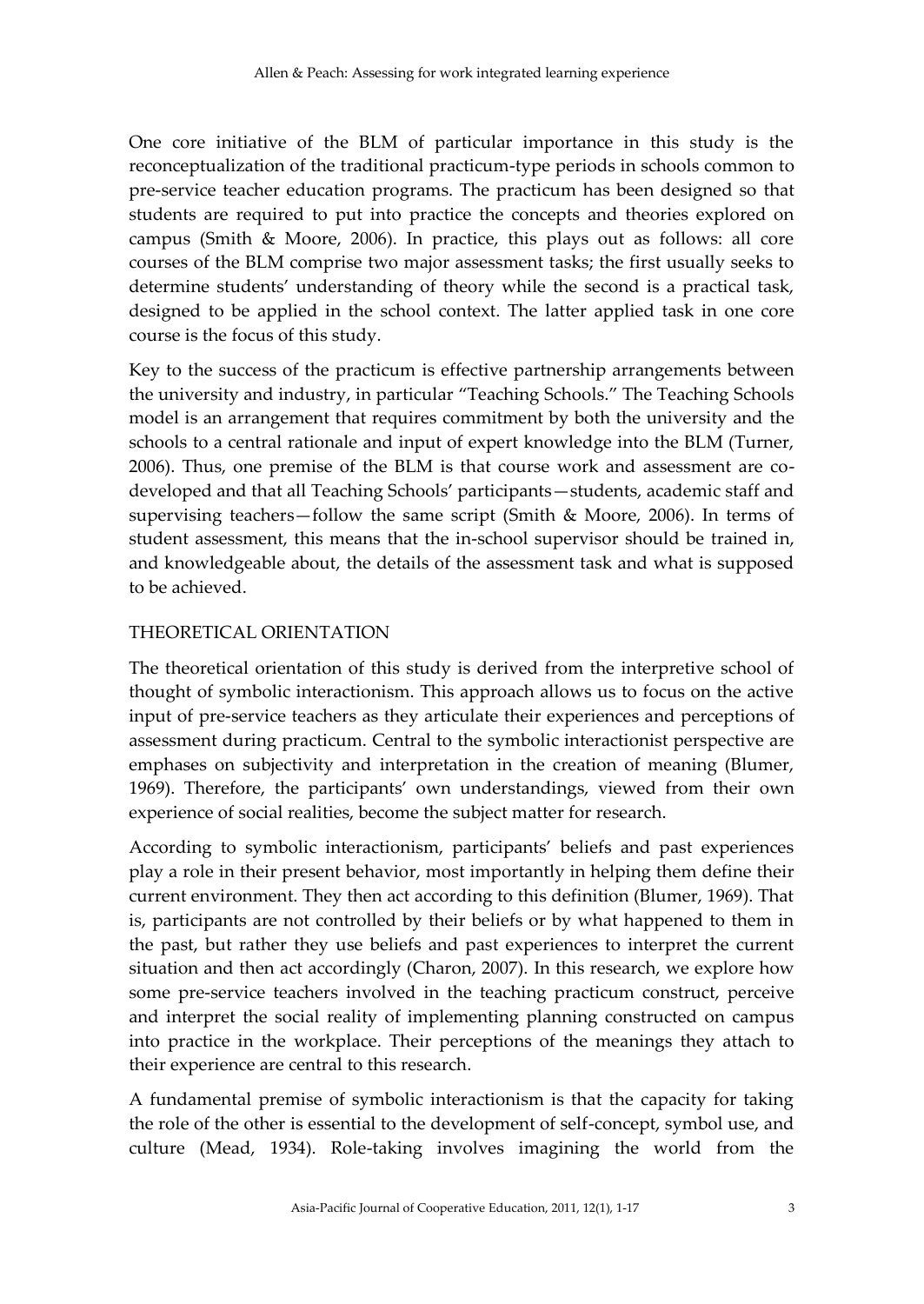One core initiative of the BLM of particular importance in this study is the reconceptualization of the traditional practicum-type periods in schools common to pre-service teacher education programs. The practicum has been designed so that students are required to put into practice the concepts and theories explored on campus (Smith & Moore, 2006). In practice, this plays out as follows: all core courses of the BLM comprise two major assessment tasks; the first usually seeks to determine students' understanding of theory while the second is a practical task, designed to be applied in the school context. The latter applied task in one core course is the focus of this study.

Key to the success of the practicum is effective partnership arrangements between the university and industry, in particular "Teaching Schools." The Teaching Schools model is an arrangement that requires commitment by both the university and the schools to a central rationale and input of expert knowledge into the BLM (Turner, 2006). Thus, one premise of the BLM is that course work and assessment are co-developed and that all Teaching Schools' participants—students, academic staff and supervising teachers—follow the same script (Smith & Moore, 2006). In terms of student assessment, this means that the in-school supervisor should be trained in, and knowledgeable about, the details of the assessment task and what is supposed to be achieved.

## THEORETICAL ORIENTATION

The theoretical orientation of this study is derived from the interpretive school of thought of symbolic interactionism. This approach allows us to focus on the active input of pre-service teachers as they articulate their experiences and perceptions of assessment during practicum. Central to the symbolic interactionist perspective are emphases on subjectivity and interpretation in the creation of meaning (Blumer, 1969). Therefore, the participants' own understandings, viewed from their own experience of social realities, become the subject matter for research.

According to symbolic interactionism, participants' beliefs and past experiences play a role in their present behavior, most importantly in helping them define their current environment. They then act according to this definition (Blumer, 1969). That is, participants are not controlled by their beliefs or by what happened to them in the past, but rather they use beliefs and past experiences to interpret the current situation and then act accordingly (Charon, 2007). In this research, we explore how some pre-service teachers involved in the teaching practicum construct, perceive and interpret the social reality of implementing planning constructed on campus into practice in the workplace. Their perceptions of the meanings they attach to their experience are central to this research.

A fundamental premise of symbolic interactionism is that the capacity for taking the role of the other is essential to the development of self-concept, symbol use, and culture (Mead, 1934). Role-taking involves imagining the world from the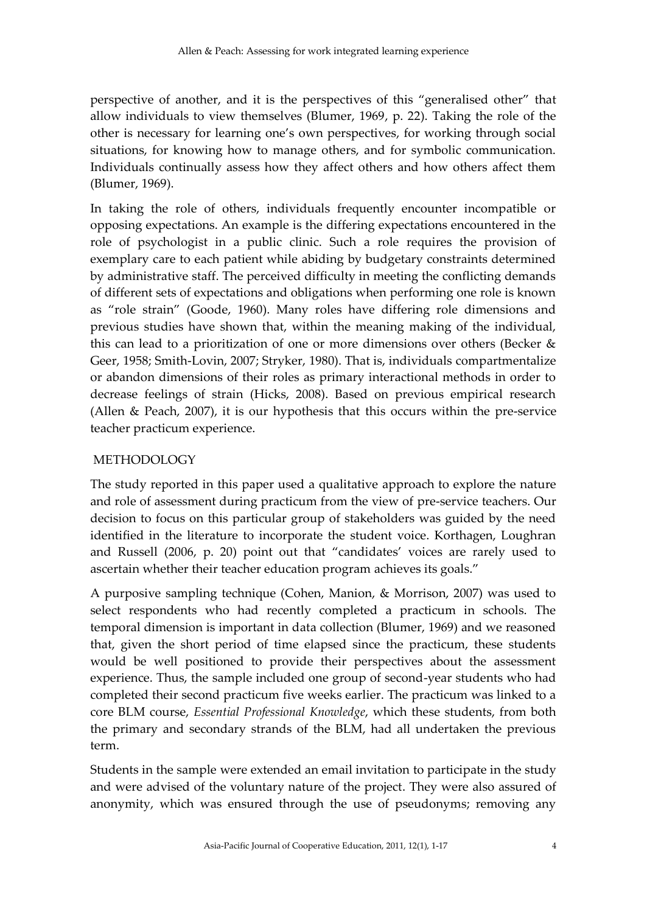perspective of another, and it is the perspectives of this "generalised other" that allow individuals to view themselves (Blumer, 1969, p. 22). Taking the role of the other is necessary for learning one's own perspectives, for working through social situations, for knowing how to manage others, and for symbolic communication. Individuals continually assess how they affect others and how others affect them (Blumer, 1969).

In taking the role of others, individuals frequently encounter incompatible or opposing expectations. An example is the differing expectations encountered in the role of psychologist in a public clinic. Such a role requires the provision of exemplary care to each patient while abiding by budgetary constraints determined by administrative staff. The perceived difficulty in meeting the conflicting demands of different sets of expectations and obligations when performing one role is known as "role strain" (Goode, 1960). Many roles have differing role dimensions and previous studies have shown that, within the meaning making of the individual, this can lead to a prioritization of one or more dimensions over others (Becker & Geer, 1958; Smith-Lovin, 2007; Stryker, 1980). That is, individuals compartmentalize or abandon dimensions of their roles as primary interactional methods in order to decrease feelings of strain (Hicks, 2008). Based on previous empirical research (Allen & Peach, 2007), it is our hypothesis that this occurs within the pre-service teacher practicum experience.

## METHODOLOGY

The study reported in this paper used a qualitative approach to explore the nature and role of assessment during practicum from the view of pre-service teachers. Our decision to focus on this particular group of stakeholders was guided by the need identified in the literature to incorporate the student voice. Korthagen, Loughran and Russell (2006, p. 20) point out that "candidates' voices are rarely used to ascertain whether their teacher education program achieves its goals."

A purposive sampling technique (Cohen, Manion, & Morrison, 2007) was used to select respondents who had recently completed a practicum in schools. The temporal dimension is important in data collection (Blumer, 1969) and we reasoned that, given the short period of time elapsed since the practicum, these students would be well positioned to provide their perspectives about the assessment experience. Thus, the sample included one group of second-year students who had completed their second practicum five weeks earlier. The practicum was linked to a core BLM course, *Essential Professional Knowledge*, which these students, from both the primary and secondary strands of the BLM, had all undertaken the previous term.

Students in the sample were extended an email invitation to participate in the study and were advised of the voluntary nature of the project. They were also assured of anonymity, which was ensured through the use of pseudonyms; removing any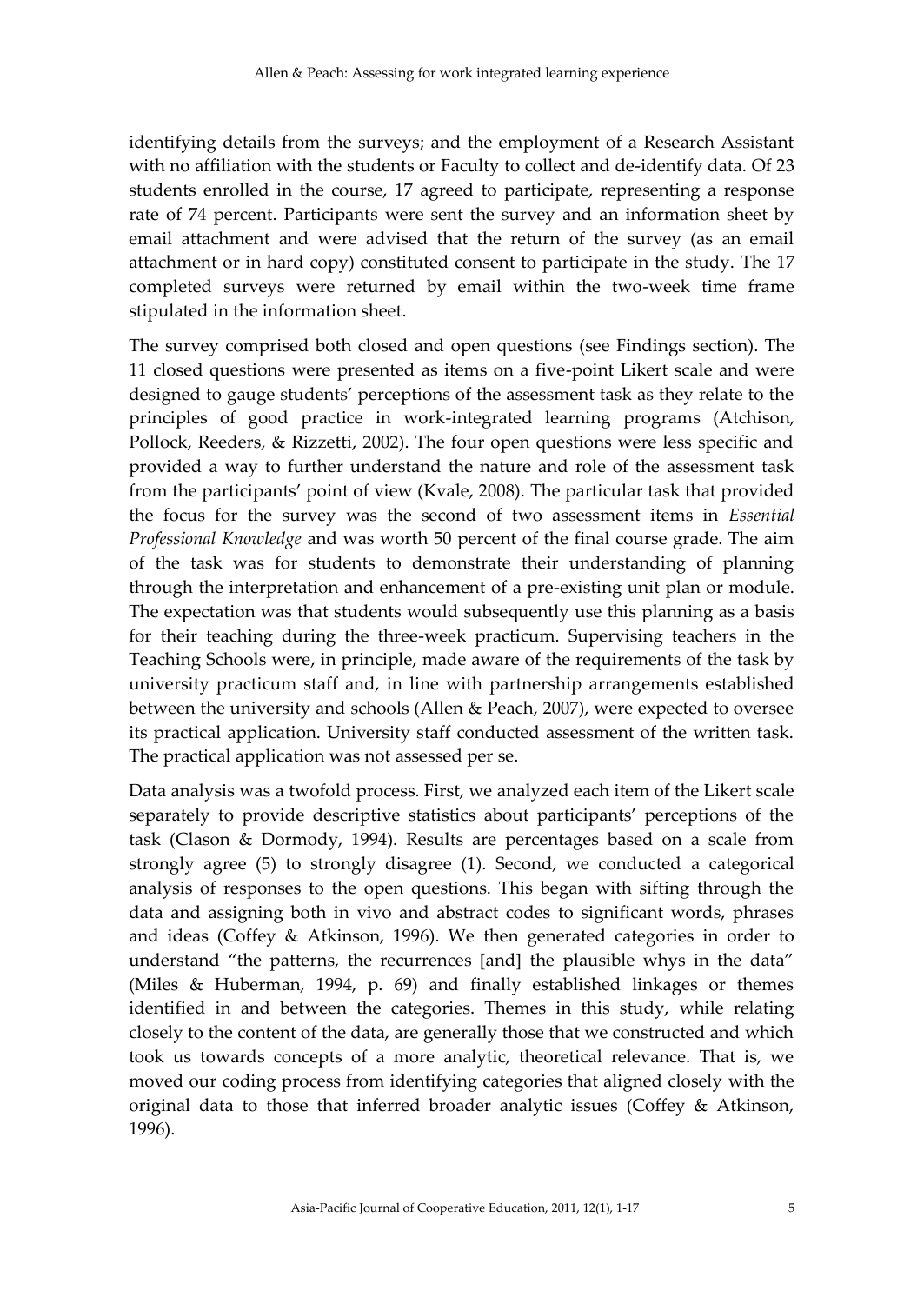identifying details from the surveys; and the employment of a Research Assistant with no affiliation with the students or Faculty to collect and de-identify data. Of 23 students enrolled in the course, 17 agreed to participate, representing a response rate of 74 percent. Participants were sent the survey and an information sheet by email attachment and were advised that the return of the survey (as an email attachment or in hard copy) constituted consent to participate in the study. The 17 completed surveys were returned by email within the two-week time frame stipulated in the information sheet.

The survey comprised both closed and open questions (see Findings section). The 11 closed questions were presented as items on a five-point Likert scale and were designed to gauge students' perceptions of the assessment task as they relate to the principles of good practice in work-integrated learning programs (Atchison, Pollock, Reeders, & Rizzetti, 2002). The four open questions were less specific and provided a way to further understand the nature and role of the assessment task from the participants' point of view (Kvale, 2008). The particular task that provided the focus for the survey was the second of two assessment items in *Essential Professional Knowledge* and was worth 50 percent of the final course grade. The aim of the task was for students to demonstrate their understanding of planning through the interpretation and enhancement of a pre-existing unit plan or module. The expectation was that students would subsequently use this planning as a basis for their teaching during the three-week practicum. Supervising teachers in the Teaching Schools were, in principle, made aware of the requirements of the task by university practicum staff and, in line with partnership arrangements established between the university and schools (Allen & Peach, 2007), were expected to oversee its practical application. University staff conducted assessment of the written task. The practical application was not assessed per se.

Data analysis was a twofold process. First, we analyzed each item of the Likert scale separately to provide descriptive statistics about participants' perceptions of the task (Clason & Dormody, 1994). Results are percentages based on a scale from strongly agree (5) to strongly disagree (1). Second, we conducted a categorical analysis of responses to the open questions. This began with sifting through the data and assigning both in vivo and abstract codes to significant words, phrases and ideas (Coffey & Atkinson, 1996). We then generated categories in order to understand "the patterns, the recurrences [and] the plausible whys in the data" (Miles & Huberman, 1994, p. 69) and finally established linkages or themes identified in and between the categories. Themes in this study, while relating closely to the content of the data, are generally those that we constructed and which took us towards concepts of a more analytic, theoretical relevance. That is, we moved our coding process from identifying categories that aligned closely with the original data to those that inferred broader analytic issues (Coffey & Atkinson, 1996).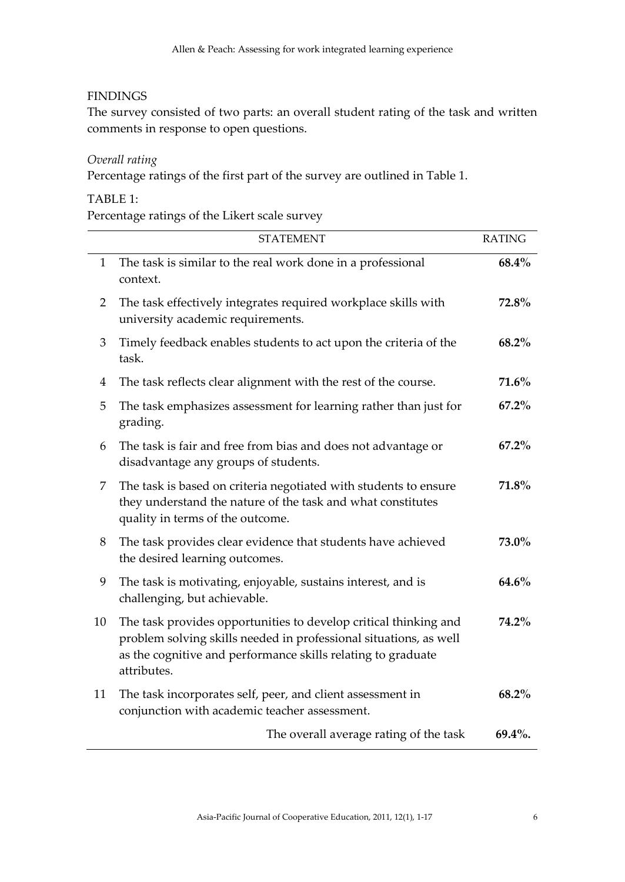## FINDINGS

The survey consisted of two parts: an overall student rating of the task and written comments in response to open questions.

### *Overall rating*

Percentage ratings of the first part of the survey are outlined in Table 1.

TABLE 1:
Percentage ratings of the Likert scale survey

| | STATEMENT | RATING |
|---|---|---|
| 1 | The task is similar to the real work done in a professional context. | **68.4%** |
| 2 | The task effectively integrates required workplace skills with university academic requirements. | **72.8%** |
| 3 | Timely feedback enables students to act upon the criteria of the task. | **68.2%** |
| 4 | The task reflects clear alignment with the rest of the course. | **71.6%** |
| 5 | The task emphasizes assessment for learning rather than just for grading. | **67.2%** |
| 6 | The task is fair and free from bias and does not advantage or disadvantage any groups of students. | **67.2%** |
| 7 | The task is based on criteria negotiated with students to ensure they understand the nature of the task and what constitutes quality in terms of the outcome. | **71.8%** |
| 8 | The task provides clear evidence that students have achieved the desired learning outcomes. | **73.0%** |
| 9 | The task is motivating, enjoyable, sustains interest, and is challenging, but achievable. | **64.6%** |
| 10 | The task provides opportunities to develop critical thinking and problem solving skills needed in professional situations, as well as the cognitive and performance skills relating to graduate attributes. | **74.2%** |
| 11 | The task incorporates self, peer, and client assessment in conjunction with academic teacher assessment. | **68.2%** |
| | The overall average rating of the task | **69.4%.** |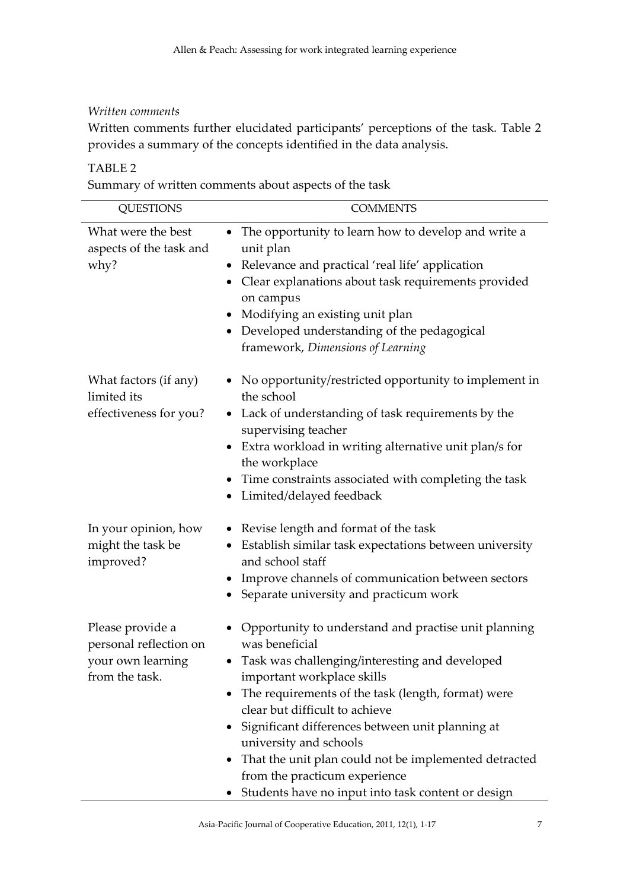*Written comments*

Written comments further elucidated participants' perceptions of the task. Table 2 provides a summary of the concepts identified in the data analysis.

TABLE 2

Summary of written comments about aspects of the task

| QUESTIONS | COMMENTS |
|---|---|
| What were the best aspects of the task and why? | • The opportunity to learn how to develop and write a unit plan<br>• Relevance and practical 'real life' application<br>• Clear explanations about task requirements provided on campus<br>• Modifying an existing unit plan<br>• Developed understanding of the pedagogical framework, *Dimensions of Learning* |
| What factors (if any) limited its effectiveness for you? | • No opportunity/restricted opportunity to implement in the school<br>• Lack of understanding of task requirements by the supervising teacher<br>• Extra workload in writing alternative unit plan/s for the workplace<br>• Time constraints associated with completing the task<br>• Limited/delayed feedback |
| In your opinion, how might the task be improved? | • Revise length and format of the task<br>• Establish similar task expectations between university and school staff<br>• Improve channels of communication between sectors<br>• Separate university and practicum work |
| Please provide a personal reflection on your own learning from the task. | • Opportunity to understand and practise unit planning was beneficial<br>• Task was challenging/interesting and developed important workplace skills<br>• The requirements of the task (length, format) were clear but difficult to achieve<br>• Significant differences between unit planning at university and schools<br>• That the unit plan could not be implemented detracted from the practicum experience<br>• Students have no input into task content or design |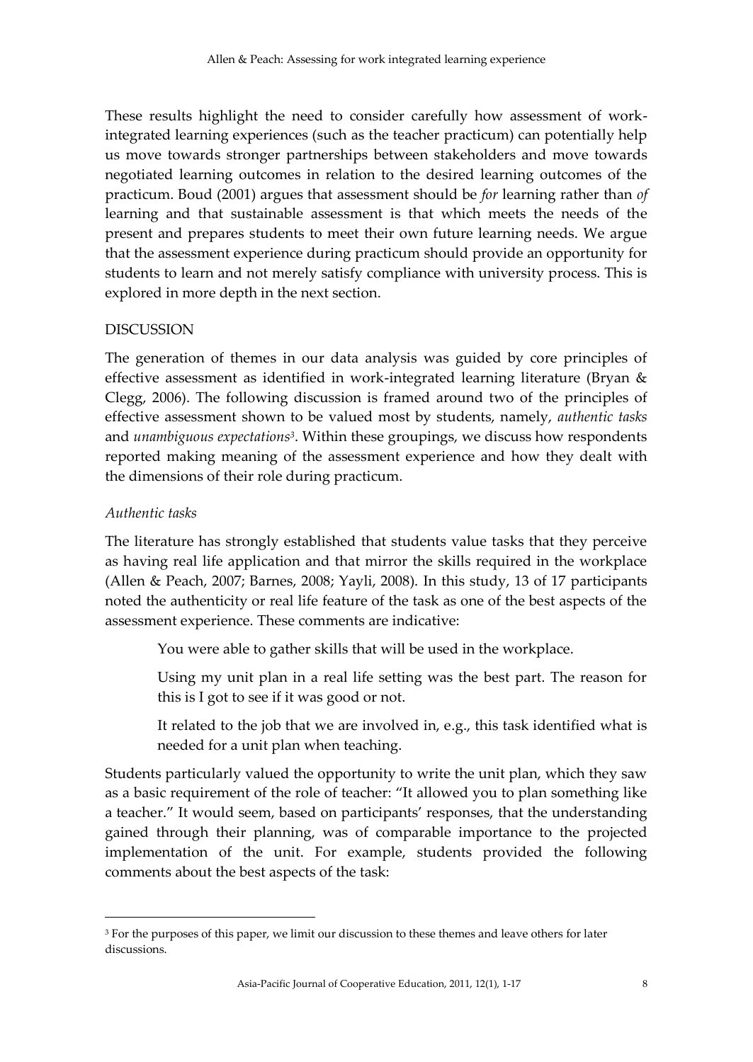These results highlight the need to consider carefully how assessment of work-integrated learning experiences (such as the teacher practicum) can potentially help us move towards stronger partnerships between stakeholders and move towards negotiated learning outcomes in relation to the desired learning outcomes of the practicum. Boud (2001) argues that assessment should be *for* learning rather than *of* learning and that sustainable assessment is that which meets the needs of the present and prepares students to meet their own future learning needs. We argue that the assessment experience during practicum should provide an opportunity for students to learn and not merely satisfy compliance with university process. This is explored in more depth in the next section.

## DISCUSSION

The generation of themes in our data analysis was guided by core principles of effective assessment as identified in work-integrated learning literature (Bryan & Clegg, 2006). The following discussion is framed around two of the principles of effective assessment shown to be valued most by students, namely, *authentic tasks* and *unambiguous expectations*[3]. Within these groupings, we discuss how respondents reported making meaning of the assessment experience and how they dealt with the dimensions of their role during practicum.

### *Authentic tasks*

The literature has strongly established that students value tasks that they perceive as having real life application and that mirror the skills required in the workplace (Allen & Peach, 2007; Barnes, 2008; Yayli, 2008). In this study, 13 of 17 participants noted the authenticity or real life feature of the task as one of the best aspects of the assessment experience. These comments are indicative:

> You were able to gather skills that will be used in the workplace.
>
> Using my unit plan in a real life setting was the best part. The reason for this is I got to see if it was good or not.
>
> It related to the job that we are involved in, e.g., this task identified what is needed for a unit plan when teaching.

Students particularly valued the opportunity to write the unit plan, which they saw as a basic requirement of the role of teacher: "It allowed you to plan something like a teacher." It would seem, based on participants' responses, that the understanding gained through their planning, was of comparable importance to the projected implementation of the unit. For example, students provided the following comments about the best aspects of the task:

[3] For the purposes of this paper, we limit our discussion to these themes and leave others for later discussions.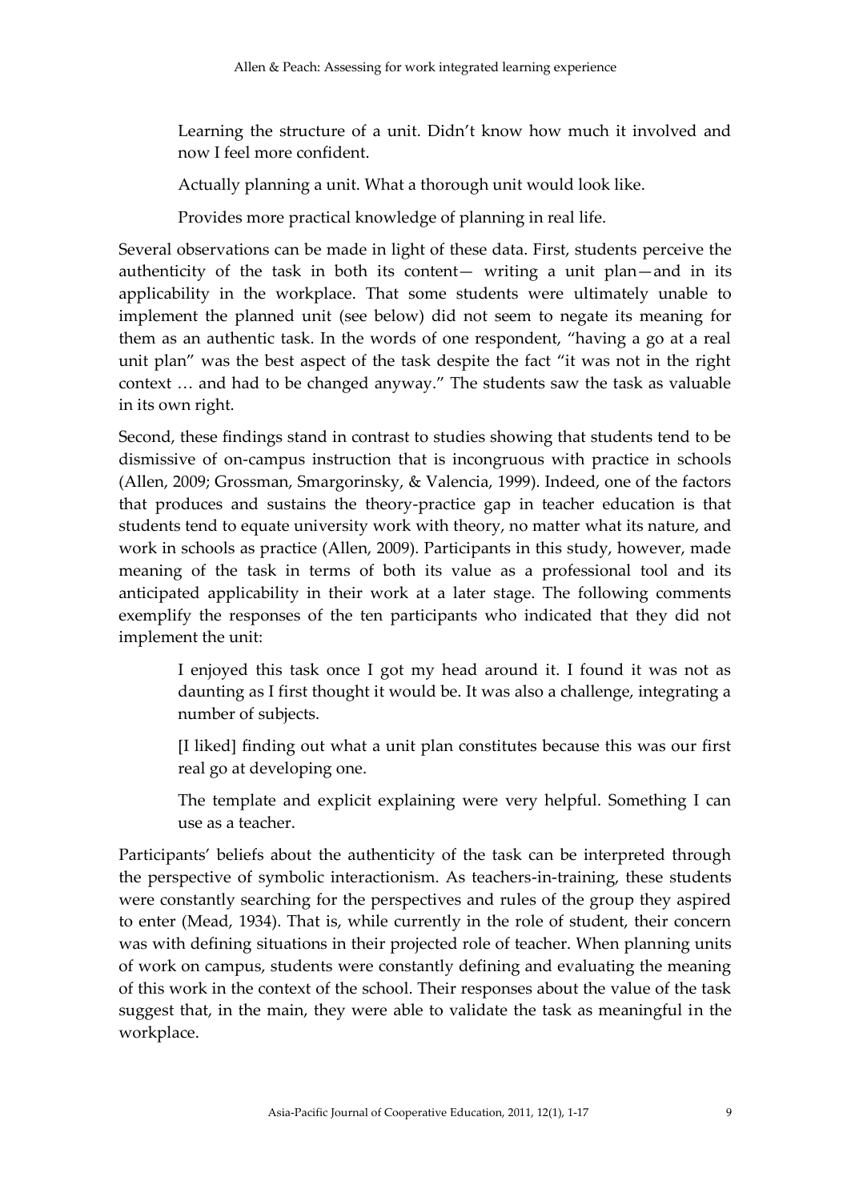> Learning the structure of a unit. Didn't know how much it involved and now I feel more confident.
>
> Actually planning a unit. What a thorough unit would look like.
>
> Provides more practical knowledge of planning in real life.

Several observations can be made in light of these data. First, students perceive the authenticity of the task in both its content— writing a unit plan—and in its applicability in the workplace. That some students were ultimately unable to implement the planned unit (see below) did not seem to negate its meaning for them as an authentic task. In the words of one respondent, "having a go at a real unit plan" was the best aspect of the task despite the fact "it was not in the right context … and had to be changed anyway." The students saw the task as valuable in its own right.

Second, these findings stand in contrast to studies showing that students tend to be dismissive of on-campus instruction that is incongruous with practice in schools (Allen, 2009; Grossman, Smargorinsky, & Valencia, 1999). Indeed, one of the factors that produces and sustains the theory-practice gap in teacher education is that students tend to equate university work with theory, no matter what its nature, and work in schools as practice (Allen, 2009). Participants in this study, however, made meaning of the task in terms of both its value as a professional tool and its anticipated applicability in their work at a later stage. The following comments exemplify the responses of the ten participants who indicated that they did not implement the unit:

> I enjoyed this task once I got my head around it. I found it was not as daunting as I first thought it would be. It was also a challenge, integrating a number of subjects.
>
> [I liked] finding out what a unit plan constitutes because this was our first real go at developing one.
>
> The template and explicit explaining were very helpful. Something I can use as a teacher.

Participants' beliefs about the authenticity of the task can be interpreted through the perspective of symbolic interactionism. As teachers-in-training, these students were constantly searching for the perspectives and rules of the group they aspired to enter (Mead, 1934). That is, while currently in the role of student, their concern was with defining situations in their projected role of teacher. When planning units of work on campus, students were constantly defining and evaluating the meaning of this work in the context of the school. Their responses about the value of the task suggest that, in the main, they were able to validate the task as meaningful in the workplace.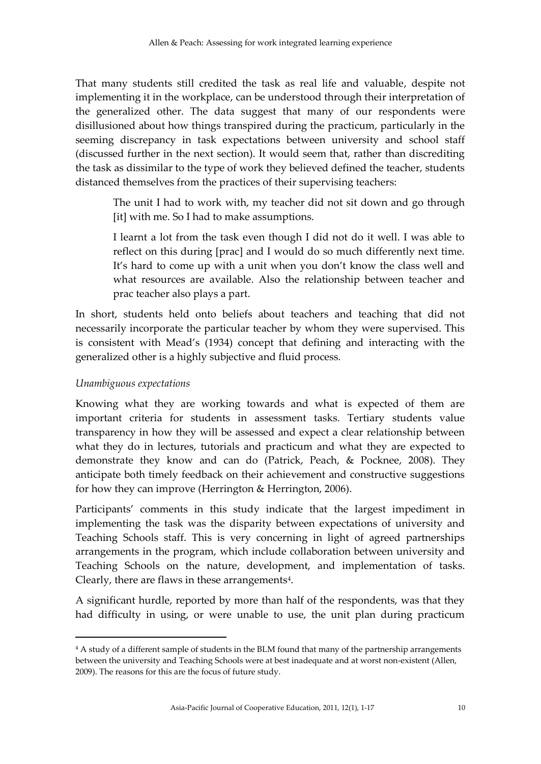That many students still credited the task as real life and valuable, despite not implementing it in the workplace, can be understood through their interpretation of the generalized other. The data suggest that many of our respondents were disillusioned about how things transpired during the practicum, particularly in the seeming discrepancy in task expectations between university and school staff (discussed further in the next section). It would seem that, rather than discrediting the task as dissimilar to the type of work they believed defined the teacher, students distanced themselves from the practices of their supervising teachers:

> The unit I had to work with, my teacher did not sit down and go through [it] with me. So I had to make assumptions.
>
> I learnt a lot from the task even though I did not do it well. I was able to reflect on this during [prac] and I would do so much differently next time. It's hard to come up with a unit when you don't know the class well and what resources are available. Also the relationship between teacher and prac teacher also plays a part.

In short, students held onto beliefs about teachers and teaching that did not necessarily incorporate the particular teacher by whom they were supervised. This is consistent with Mead's (1934) concept that defining and interacting with the generalized other is a highly subjective and fluid process.

*Unambiguous expectations*

Knowing what they are working towards and what is expected of them are important criteria for students in assessment tasks. Tertiary students value transparency in how they will be assessed and expect a clear relationship between what they do in lectures, tutorials and practicum and what they are expected to demonstrate they know and can do (Patrick, Peach, & Pocknee, 2008). They anticipate both timely feedback on their achievement and constructive suggestions for how they can improve (Herrington & Herrington, 2006).

Participants' comments in this study indicate that the largest impediment in implementing the task was the disparity between expectations of university and Teaching Schools staff. This is very concerning in light of agreed partnerships arrangements in the program, which include collaboration between university and Teaching Schools on the nature, development, and implementation of tasks. Clearly, there are flaws in these arrangements[4].

A significant hurdle, reported by more than half of the respondents, was that they had difficulty in using, or were unable to use, the unit plan during practicum

[4] A study of a different sample of students in the BLM found that many of the partnership arrangements between the university and Teaching Schools were at best inadequate and at worst non-existent (Allen, 2009). The reasons for this are the focus of future study.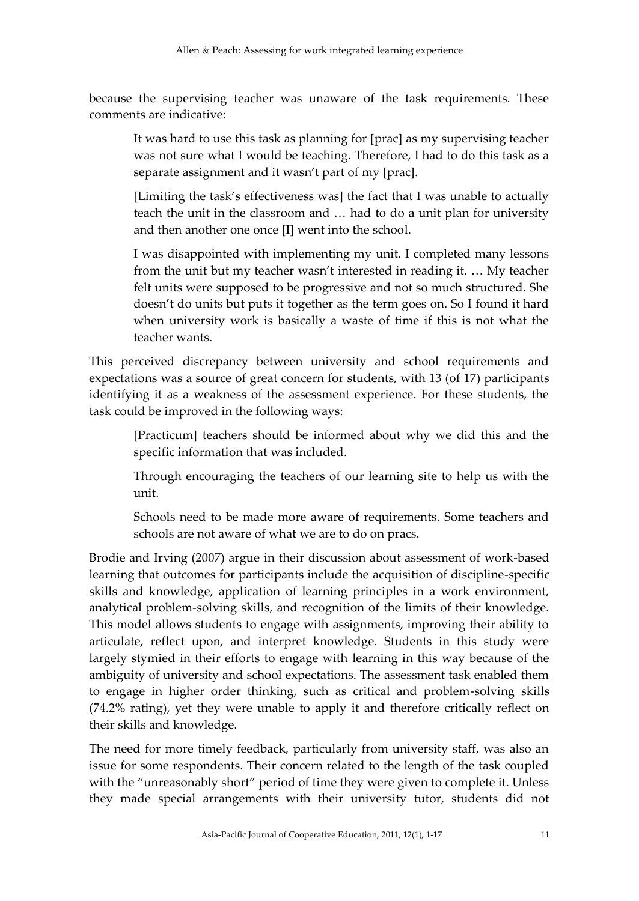because the supervising teacher was unaware of the task requirements. These comments are indicative:

> It was hard to use this task as planning for [prac] as my supervising teacher was not sure what I would be teaching. Therefore, I had to do this task as a separate assignment and it wasn't part of my [prac].
>
> [Limiting the task's effectiveness was] the fact that I was unable to actually teach the unit in the classroom and … had to do a unit plan for university and then another one once [I] went into the school.
>
> I was disappointed with implementing my unit. I completed many lessons from the unit but my teacher wasn't interested in reading it. … My teacher felt units were supposed to be progressive and not so much structured. She doesn't do units but puts it together as the term goes on. So I found it hard when university work is basically a waste of time if this is not what the teacher wants.

This perceived discrepancy between university and school requirements and expectations was a source of great concern for students, with 13 (of 17) participants identifying it as a weakness of the assessment experience. For these students, the task could be improved in the following ways:

> [Practicum] teachers should be informed about why we did this and the specific information that was included.
>
> Through encouraging the teachers of our learning site to help us with the unit.
>
> Schools need to be made more aware of requirements. Some teachers and schools are not aware of what we are to do on pracs.

Brodie and Irving (2007) argue in their discussion about assessment of work-based learning that outcomes for participants include the acquisition of discipline-specific skills and knowledge, application of learning principles in a work environment, analytical problem-solving skills, and recognition of the limits of their knowledge. This model allows students to engage with assignments, improving their ability to articulate, reflect upon, and interpret knowledge. Students in this study were largely stymied in their efforts to engage with learning in this way because of the ambiguity of university and school expectations. The assessment task enabled them to engage in higher order thinking, such as critical and problem-solving skills (74.2% rating), yet they were unable to apply it and therefore critically reflect on their skills and knowledge.

The need for more timely feedback, particularly from university staff, was also an issue for some respondents. Their concern related to the length of the task coupled with the "unreasonably short" period of time they were given to complete it. Unless they made special arrangements with their university tutor, students did not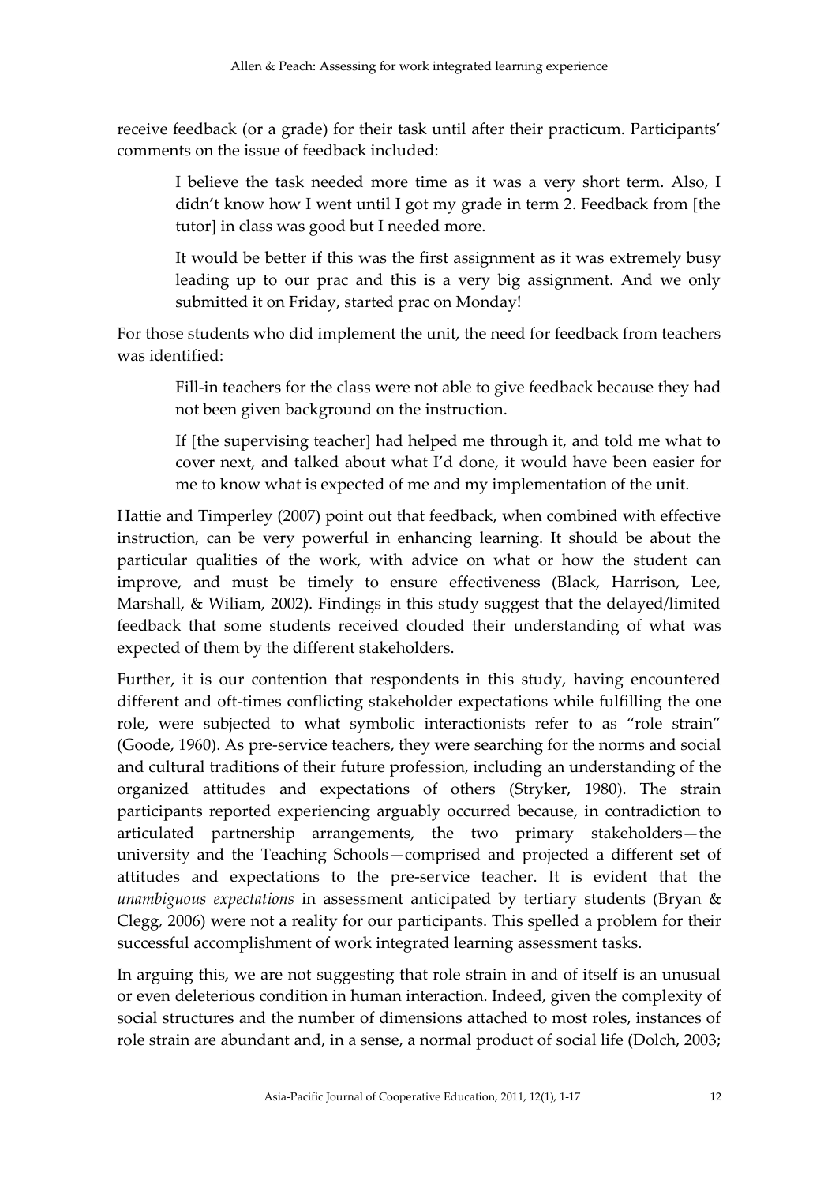receive feedback (or a grade) for their task until after their practicum. Participants' comments on the issue of feedback included:

> I believe the task needed more time as it was a very short term. Also, I didn't know how I went until I got my grade in term 2. Feedback from [the tutor] in class was good but I needed more.

> It would be better if this was the first assignment as it was extremely busy leading up to our prac and this is a very big assignment. And we only submitted it on Friday, started prac on Monday!

For those students who did implement the unit, the need for feedback from teachers was identified:

> Fill-in teachers for the class were not able to give feedback because they had not been given background on the instruction.

> If [the supervising teacher] had helped me through it, and told me what to cover next, and talked about what I'd done, it would have been easier for me to know what is expected of me and my implementation of the unit.

Hattie and Timperley (2007) point out that feedback, when combined with effective instruction, can be very powerful in enhancing learning. It should be about the particular qualities of the work, with advice on what or how the student can improve, and must be timely to ensure effectiveness (Black, Harrison, Lee, Marshall, & Wiliam, 2002). Findings in this study suggest that the delayed/limited feedback that some students received clouded their understanding of what was expected of them by the different stakeholders.

Further, it is our contention that respondents in this study, having encountered different and oft-times conflicting stakeholder expectations while fulfilling the one role, were subjected to what symbolic interactionists refer to as "role strain" (Goode, 1960). As pre-service teachers, they were searching for the norms and social and cultural traditions of their future profession, including an understanding of the organized attitudes and expectations of others (Stryker, 1980). The strain participants reported experiencing arguably occurred because, in contradiction to articulated partnership arrangements, the two primary stakeholders—the university and the Teaching Schools—comprised and projected a different set of attitudes and expectations to the pre-service teacher. It is evident that the *unambiguous expectations* in assessment anticipated by tertiary students (Bryan & Clegg, 2006) were not a reality for our participants. This spelled a problem for their successful accomplishment of work integrated learning assessment tasks.

In arguing this, we are not suggesting that role strain in and of itself is an unusual or even deleterious condition in human interaction. Indeed, given the complexity of social structures and the number of dimensions attached to most roles, instances of role strain are abundant and, in a sense, a normal product of social life (Dolch, 2003;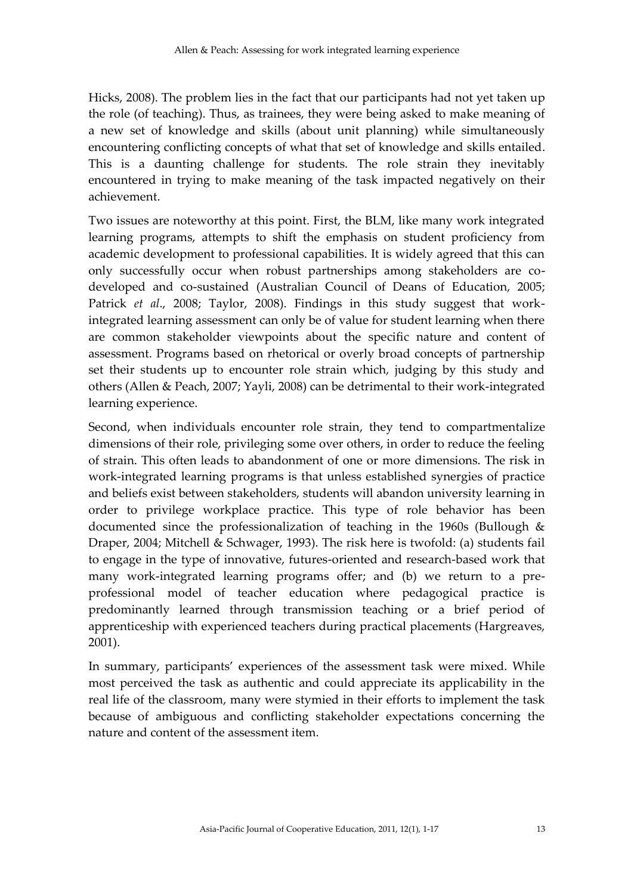Hicks, 2008). The problem lies in the fact that our participants had not yet taken up the role (of teaching). Thus, as trainees, they were being asked to make meaning of a new set of knowledge and skills (about unit planning) while simultaneously encountering conflicting concepts of what that set of knowledge and skills entailed. This is a daunting challenge for students. The role strain they inevitably encountered in trying to make meaning of the task impacted negatively on their achievement.

Two issues are noteworthy at this point. First, the BLM, like many work integrated learning programs, attempts to shift the emphasis on student proficiency from academic development to professional capabilities. It is widely agreed that this can only successfully occur when robust partnerships among stakeholders are co-developed and co-sustained (Australian Council of Deans of Education, 2005; Patrick *et al*., 2008; Taylor, 2008). Findings in this study suggest that work-integrated learning assessment can only be of value for student learning when there are common stakeholder viewpoints about the specific nature and content of assessment. Programs based on rhetorical or overly broad concepts of partnership set their students up to encounter role strain which, judging by this study and others (Allen & Peach, 2007; Yayli, 2008) can be detrimental to their work-integrated learning experience.

Second, when individuals encounter role strain, they tend to compartmentalize dimensions of their role, privileging some over others, in order to reduce the feeling of strain. This often leads to abandonment of one or more dimensions. The risk in work-integrated learning programs is that unless established synergies of practice and beliefs exist between stakeholders, students will abandon university learning in order to privilege workplace practice. This type of role behavior has been documented since the professionalization of teaching in the 1960s (Bullough & Draper, 2004; Mitchell & Schwager, 1993). The risk here is twofold: (a) students fail to engage in the type of innovative, futures-oriented and research-based work that many work-integrated learning programs offer; and (b) we return to a pre-professional model of teacher education where pedagogical practice is predominantly learned through transmission teaching or a brief period of apprenticeship with experienced teachers during practical placements (Hargreaves, 2001).

In summary, participants' experiences of the assessment task were mixed. While most perceived the task as authentic and could appreciate its applicability in the real life of the classroom, many were stymied in their efforts to implement the task because of ambiguous and conflicting stakeholder expectations concerning the nature and content of the assessment item.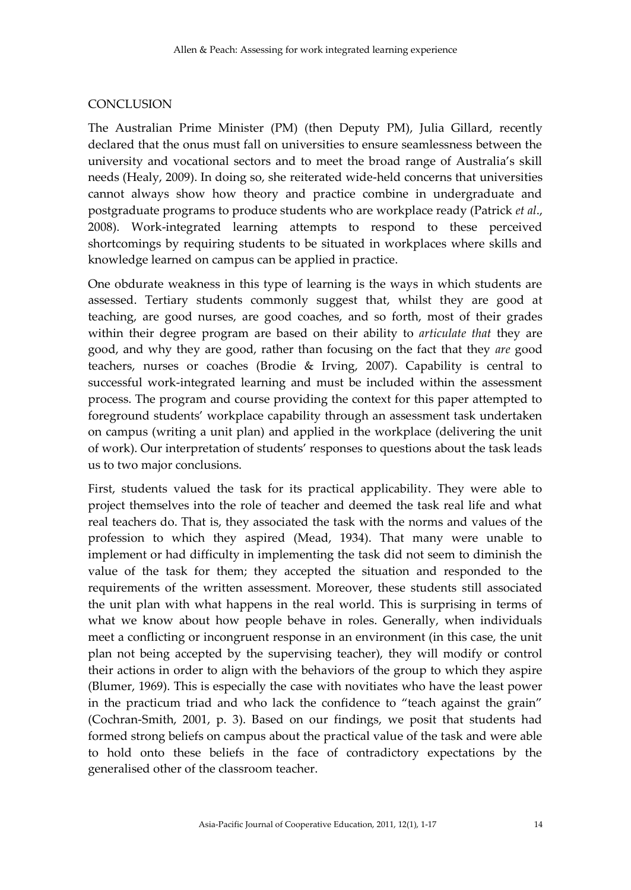## CONCLUSION

The Australian Prime Minister (PM) (then Deputy PM), Julia Gillard, recently declared that the onus must fall on universities to ensure seamlessness between the university and vocational sectors and to meet the broad range of Australia's skill needs (Healy, 2009). In doing so, she reiterated wide-held concerns that universities cannot always show how theory and practice combine in undergraduate and postgraduate programs to produce students who are workplace ready (Patrick *et al*., 2008). Work-integrated learning attempts to respond to these perceived shortcomings by requiring students to be situated in workplaces where skills and knowledge learned on campus can be applied in practice.

One obdurate weakness in this type of learning is the ways in which students are assessed. Tertiary students commonly suggest that, whilst they are good at teaching, are good nurses, are good coaches, and so forth, most of their grades within their degree program are based on their ability to *articulate that* they are good, and why they are good, rather than focusing on the fact that they *are* good teachers, nurses or coaches (Brodie & Irving, 2007). Capability is central to successful work-integrated learning and must be included within the assessment process. The program and course providing the context for this paper attempted to foreground students' workplace capability through an assessment task undertaken on campus (writing a unit plan) and applied in the workplace (delivering the unit of work). Our interpretation of students' responses to questions about the task leads us to two major conclusions.

First, students valued the task for its practical applicability. They were able to project themselves into the role of teacher and deemed the task real life and what real teachers do. That is, they associated the task with the norms and values of the profession to which they aspired (Mead, 1934). That many were unable to implement or had difficulty in implementing the task did not seem to diminish the value of the task for them; they accepted the situation and responded to the requirements of the written assessment. Moreover, these students still associated the unit plan with what happens in the real world. This is surprising in terms of what we know about how people behave in roles. Generally, when individuals meet a conflicting or incongruent response in an environment (in this case, the unit plan not being accepted by the supervising teacher), they will modify or control their actions in order to align with the behaviors of the group to which they aspire (Blumer, 1969). This is especially the case with novitiates who have the least power in the practicum triad and who lack the confidence to "teach against the grain" (Cochran-Smith, 2001, p. 3). Based on our findings, we posit that students had formed strong beliefs on campus about the practical value of the task and were able to hold onto these beliefs in the face of contradictory expectations by the generalised other of the classroom teacher.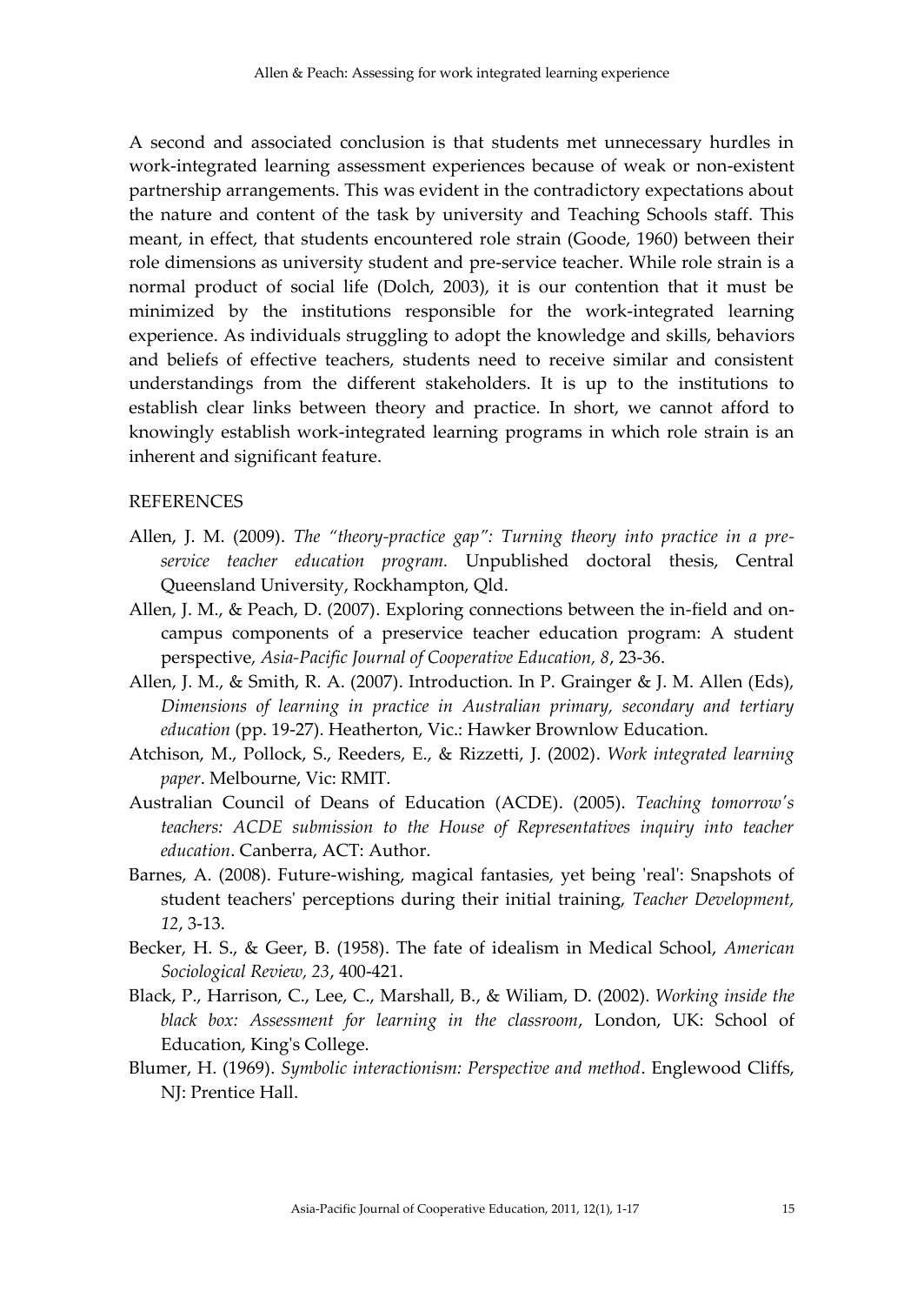A second and associated conclusion is that students met unnecessary hurdles in work-integrated learning assessment experiences because of weak or non-existent partnership arrangements. This was evident in the contradictory expectations about the nature and content of the task by university and Teaching Schools staff. This meant, in effect, that students encountered role strain (Goode, 1960) between their role dimensions as university student and pre-service teacher. While role strain is a normal product of social life (Dolch, 2003), it is our contention that it must be minimized by the institutions responsible for the work-integrated learning experience. As individuals struggling to adopt the knowledge and skills, behaviors and beliefs of effective teachers, students need to receive similar and consistent understandings from the different stakeholders. It is up to the institutions to establish clear links between theory and practice. In short, we cannot afford to knowingly establish work-integrated learning programs in which role strain is an inherent and significant feature.

## REFERENCES

Allen, J. M. (2009). *The "theory-practice gap": Turning theory into practice in a pre-service teacher education program.* Unpublished doctoral thesis, Central Queensland University, Rockhampton, Qld.

Allen, J. M., & Peach, D. (2007). Exploring connections between the in-field and on-campus components of a preservice teacher education program: A student perspective, *Asia-Pacific Journal of Cooperative Education, 8*, 23-36.

Allen, J. M., & Smith, R. A. (2007). Introduction. In P. Grainger & J. M. Allen (Eds), *Dimensions of learning in practice in Australian primary, secondary and tertiary education* (pp. 19-27). Heatherton, Vic.: Hawker Brownlow Education.

Atchison, M., Pollock, S., Reeders, E., & Rizzetti, J. (2002). *Work integrated learning paper*. Melbourne, Vic: RMIT.

Australian Council of Deans of Education (ACDE). (2005). *Teaching tomorrow's teachers: ACDE submission to the House of Representatives inquiry into teacher education*. Canberra, ACT: Author.

Barnes, A. (2008). Future-wishing, magical fantasies, yet being 'real': Snapshots of student teachers' perceptions during their initial training, *Teacher Development, 12*, 3-13.

Becker, H. S., & Geer, B. (1958). The fate of idealism in Medical School, *American Sociological Review, 23*, 400-421.

Black, P., Harrison, C., Lee, C., Marshall, B., & Wiliam, D. (2002). *Working inside the black box: Assessment for learning in the classroom*, London, UK: School of Education, King's College.

Blumer, H. (1969). *Symbolic interactionism: Perspective and method*. Englewood Cliffs, NJ: Prentice Hall.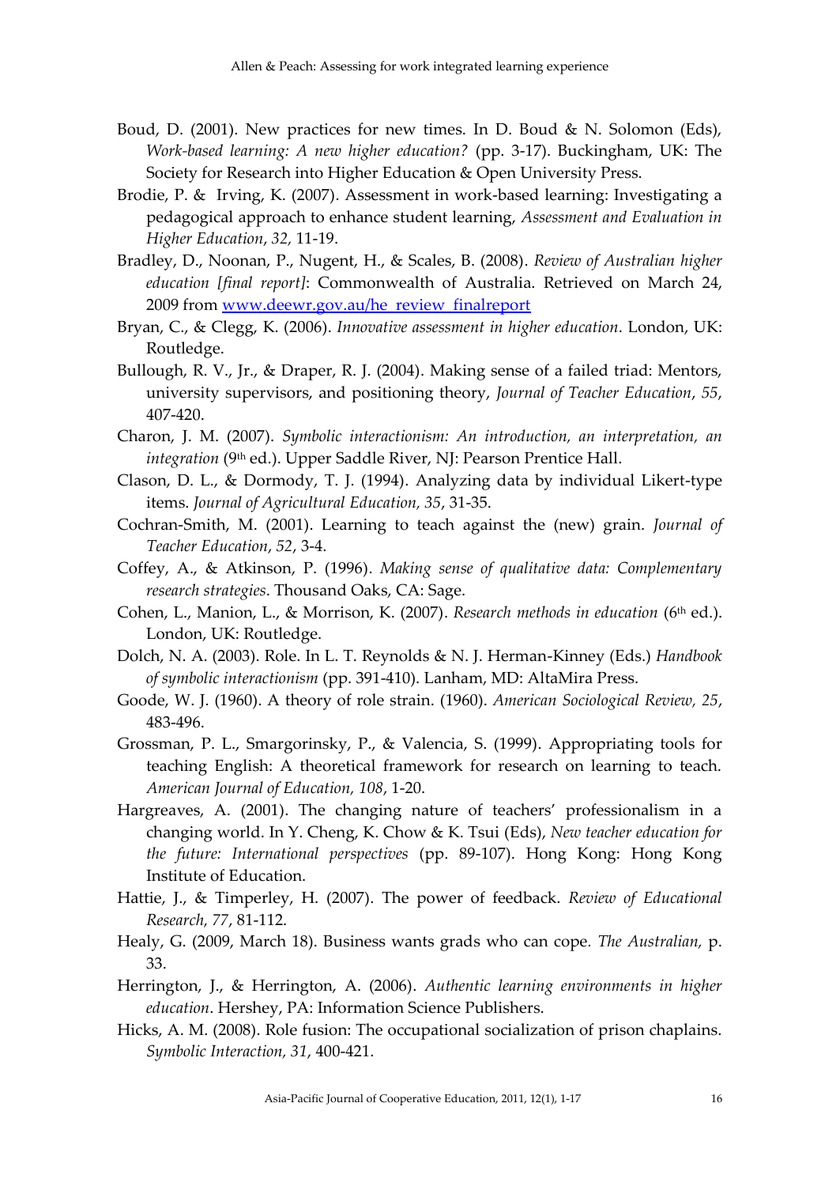Boud, D. (2001). New practices for new times. In D. Boud & N. Solomon (Eds), *Work-based learning: A new higher education?* (pp. 3-17). Buckingham, UK: The Society for Research into Higher Education & Open University Press.

Brodie, P. & Irving, K. (2007). Assessment in work-based learning: Investigating a pedagogical approach to enhance student learning, *Assessment and Evaluation in Higher Education*, *32,* 11-19.

Bradley, D., Noonan, P., Nugent, H., & Scales, B. (2008). *Review of Australian higher education [final report]*: Commonwealth of Australia. Retrieved on March 24, 2009 from www.deewr.gov.au/he_review_finalreport

Bryan, C., & Clegg, K. (2006). *Innovative assessment in higher education*. London, UK: Routledge.

Bullough, R. V., Jr., & Draper, R. J. (2004). Making sense of a failed triad: Mentors, university supervisors, and positioning theory, *Journal of Teacher Education*, *55*, 407-420.

Charon, J. M. (2007). *Symbolic interactionism: An introduction, an interpretation, an integration* (9th ed.). Upper Saddle River, NJ: Pearson Prentice Hall.

Clason, D. L., & Dormody, T. J. (1994). Analyzing data by individual Likert-type items. *Journal of Agricultural Education, 35*, 31-35.

Cochran-Smith, M. (2001). Learning to teach against the (new) grain. *Journal of Teacher Education*, *52*, 3-4.

Coffey, A., & Atkinson, P. (1996). *Making sense of qualitative data: Complementary research strategies*. Thousand Oaks, CA: Sage.

Cohen, L., Manion, L., & Morrison, K. (2007). *Research methods in education* (6th ed.). London, UK: Routledge.

Dolch, N. A. (2003). Role. In L. T. Reynolds & N. J. Herman-Kinney (Eds.) *Handbook of symbolic interactionism* (pp. 391-410). Lanham, MD: AltaMira Press.

Goode, W. J. (1960). A theory of role strain. (1960). *American Sociological Review, 25*, 483-496.

Grossman, P. L., Smargorinsky, P., & Valencia, S. (1999). Appropriating tools for teaching English: A theoretical framework for research on learning to teach. *American Journal of Education, 108*, 1-20.

Hargreaves, A. (2001). The changing nature of teachers' professionalism in a changing world. In Y. Cheng, K. Chow & K. Tsui (Eds), *New teacher education for the future: International perspectives* (pp. 89-107). Hong Kong: Hong Kong Institute of Education.

Hattie, J., & Timperley, H. (2007). The power of feedback. *Review of Educational Research, 77*, 81-112.

Healy, G. (2009, March 18). Business wants grads who can cope. *The Australian,* p. 33.

Herrington, J., & Herrington, A. (2006). *Authentic learning environments in higher education*. Hershey, PA: Information Science Publishers.

Hicks, A. M. (2008). Role fusion: The occupational socialization of prison chaplains. *Symbolic Interaction, 31*, 400-421.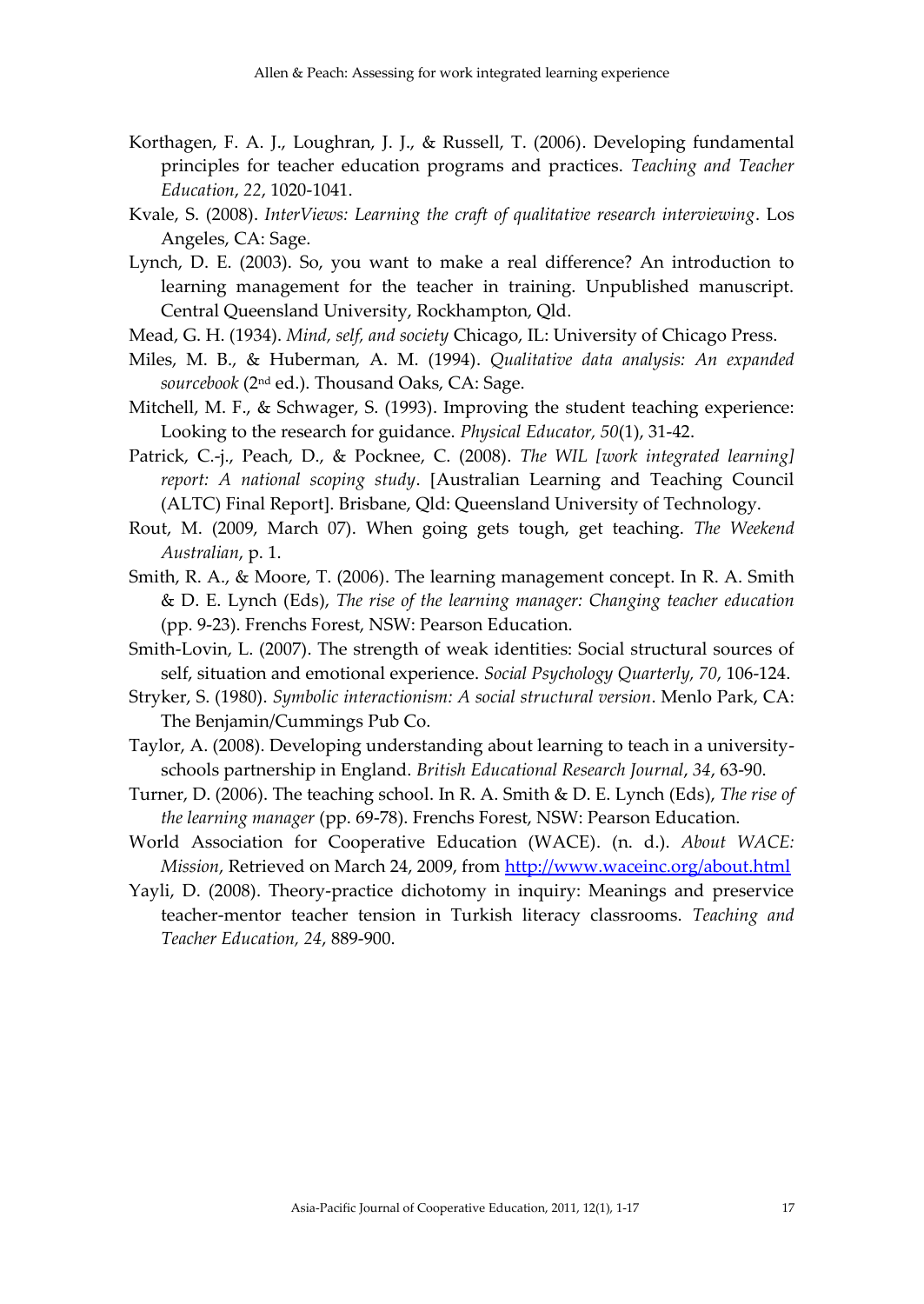Korthagen, F. A. J., Loughran, J. J., & Russell, T. (2006). Developing fundamental principles for teacher education programs and practices. *Teaching and Teacher Education*, *22*, 1020-1041.

Kvale, S. (2008). *InterViews: Learning the craft of qualitative research interviewing*. Los Angeles, CA: Sage.

Lynch, D. E. (2003). So, you want to make a real difference? An introduction to learning management for the teacher in training. Unpublished manuscript. Central Queensland University, Rockhampton, Qld.

Mead, G. H. (1934). *Mind, self, and society* Chicago, IL: University of Chicago Press.

Miles, M. B., & Huberman, A. M. (1994). *Qualitative data analysis: An expanded sourcebook* (2nd ed.). Thousand Oaks, CA: Sage.

Mitchell, M. F., & Schwager, S. (1993). Improving the student teaching experience: Looking to the research for guidance. *Physical Educator, 50*(1), 31-42.

Patrick, C.-j., Peach, D., & Pocknee, C. (2008). *The WIL [work integrated learning] report: A national scoping study*. [Australian Learning and Teaching Council (ALTC) Final Report]. Brisbane, Qld: Queensland University of Technology.

Rout, M. (2009, March 07). When going gets tough, get teaching. *The Weekend Australian*, p. 1.

Smith, R. A., & Moore, T. (2006). The learning management concept. In R. A. Smith & D. E. Lynch (Eds), *The rise of the learning manager: Changing teacher education* (pp. 9-23). Frenchs Forest, NSW: Pearson Education.

Smith-Lovin, L. (2007). The strength of weak identities: Social structural sources of self, situation and emotional experience. *Social Psychology Quarterly, 70*, 106-124.

Stryker, S. (1980). *Symbolic interactionism: A social structural version*. Menlo Park, CA: The Benjamin/Cummings Pub Co.

Taylor, A. (2008). Developing understanding about learning to teach in a university-schools partnership in England. *British Educational Research Journal*, *34*, 63-90.

Turner, D. (2006). The teaching school. In R. A. Smith & D. E. Lynch (Eds), *The rise of the learning manager* (pp. 69-78). Frenchs Forest, NSW: Pearson Education.

World Association for Cooperative Education (WACE). (n. d.). *About WACE: Mission*, Retrieved on March 24, 2009, from http://www.waceinc.org/about.html

Yayli, D. (2008). Theory-practice dichotomy in inquiry: Meanings and preservice teacher-mentor teacher tension in Turkish literacy classrooms. *Teaching and Teacher Education, 24*, 889-900.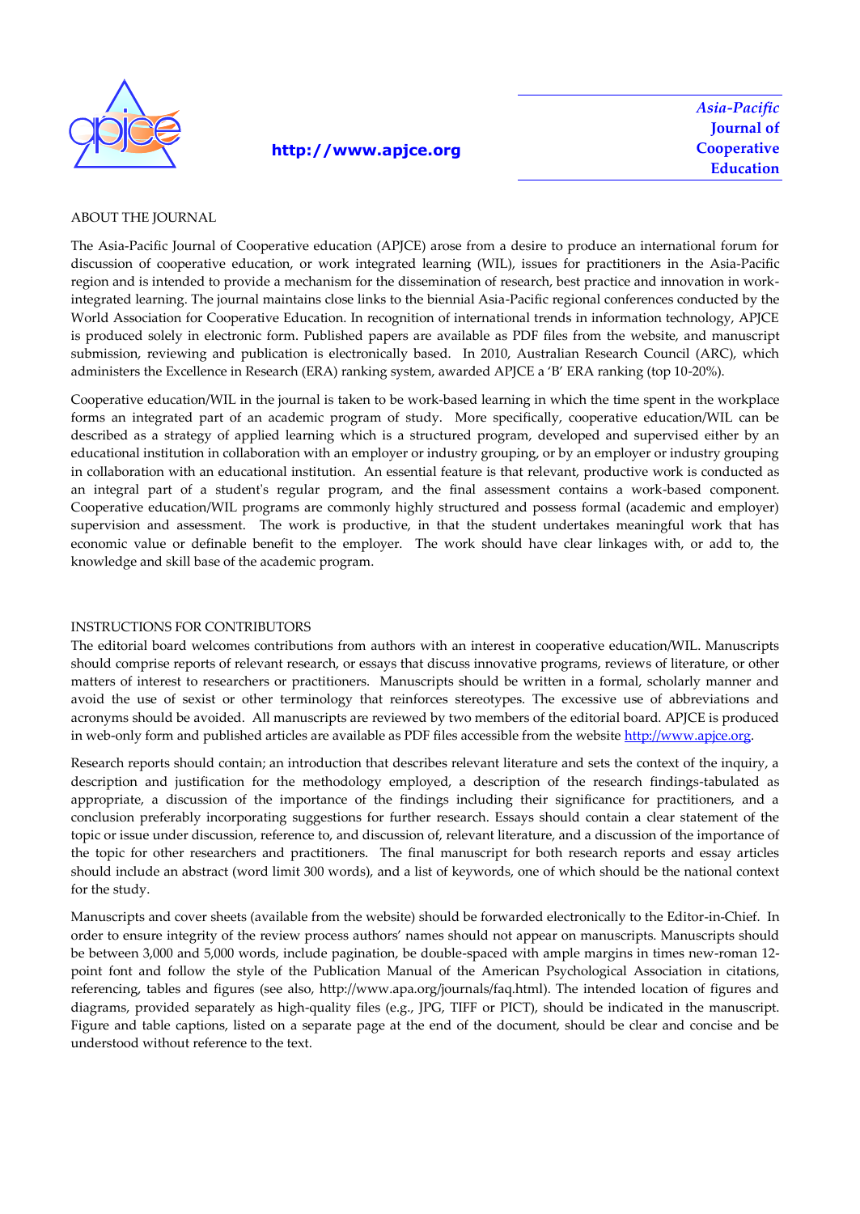http://www.apjce.org

*Asia-Pacific Journal of Cooperative Education*

ABOUT THE JOURNAL

The Asia-Pacific Journal of Cooperative education (APJCE) arose from a desire to produce an international forum for discussion of cooperative education, or work integrated learning (WIL), issues for practitioners in the Asia-Pacific region and is intended to provide a mechanism for the dissemination of research, best practice and innovation in work-integrated learning. The journal maintains close links to the biennial Asia-Pacific regional conferences conducted by the World Association for Cooperative Education. In recognition of international trends in information technology, APJCE is produced solely in electronic form. Published papers are available as PDF files from the website, and manuscript submission, reviewing and publication is electronically based. In 2010, Australian Research Council (ARC), which administers the Excellence in Research (ERA) ranking system, awarded APJCE a 'B' ERA ranking (top 10-20%).

Cooperative education/WIL in the journal is taken to be work-based learning in which the time spent in the workplace forms an integrated part of an academic program of study. More specifically, cooperative education/WIL can be described as a strategy of applied learning which is a structured program, developed and supervised either by an educational institution in collaboration with an employer or industry grouping, or by an employer or industry grouping in collaboration with an educational institution. An essential feature is that relevant, productive work is conducted as an integral part of a student's regular program, and the final assessment contains a work-based component. Cooperative education/WIL programs are commonly highly structured and possess formal (academic and employer) supervision and assessment. The work is productive, in that the student undertakes meaningful work that has economic value or definable benefit to the employer. The work should have clear linkages with, or add to, the knowledge and skill base of the academic program.

INSTRUCTIONS FOR CONTRIBUTORS

The editorial board welcomes contributions from authors with an interest in cooperative education/WIL. Manuscripts should comprise reports of relevant research, or essays that discuss innovative programs, reviews of literature, or other matters of interest to researchers or practitioners. Manuscripts should be written in a formal, scholarly manner and avoid the use of sexist or other terminology that reinforces stereotypes. The excessive use of abbreviations and acronyms should be avoided. All manuscripts are reviewed by two members of the editorial board. APJCE is produced in web-only form and published articles are available as PDF files accessible from the website http://www.apjce.org.

Research reports should contain; an introduction that describes relevant literature and sets the context of the inquiry, a description and justification for the methodology employed, a description of the research findings-tabulated as appropriate, a discussion of the importance of the findings including their significance for practitioners, and a conclusion preferably incorporating suggestions for further research. Essays should contain a clear statement of the topic or issue under discussion, reference to, and discussion of, relevant literature, and a discussion of the importance of the topic for other researchers and practitioners. The final manuscript for both research reports and essay articles should include an abstract (word limit 300 words), and a list of keywords, one of which should be the national context for the study.

Manuscripts and cover sheets (available from the website) should be forwarded electronically to the Editor-in-Chief. In order to ensure integrity of the review process authors' names should not appear on manuscripts. Manuscripts should be between 3,000 and 5,000 words, include pagination, be double-spaced with ample margins in times new-roman 12-point font and follow the style of the Publication Manual of the American Psychological Association in citations, referencing, tables and figures (see also, http://www.apa.org/journals/faq.html). The intended location of figures and diagrams, provided separately as high-quality files (e.g., JPG, TIFF or PICT), should be indicated in the manuscript. Figure and table captions, listed on a separate page at the end of the document, should be clear and concise and be understood without reference to the text.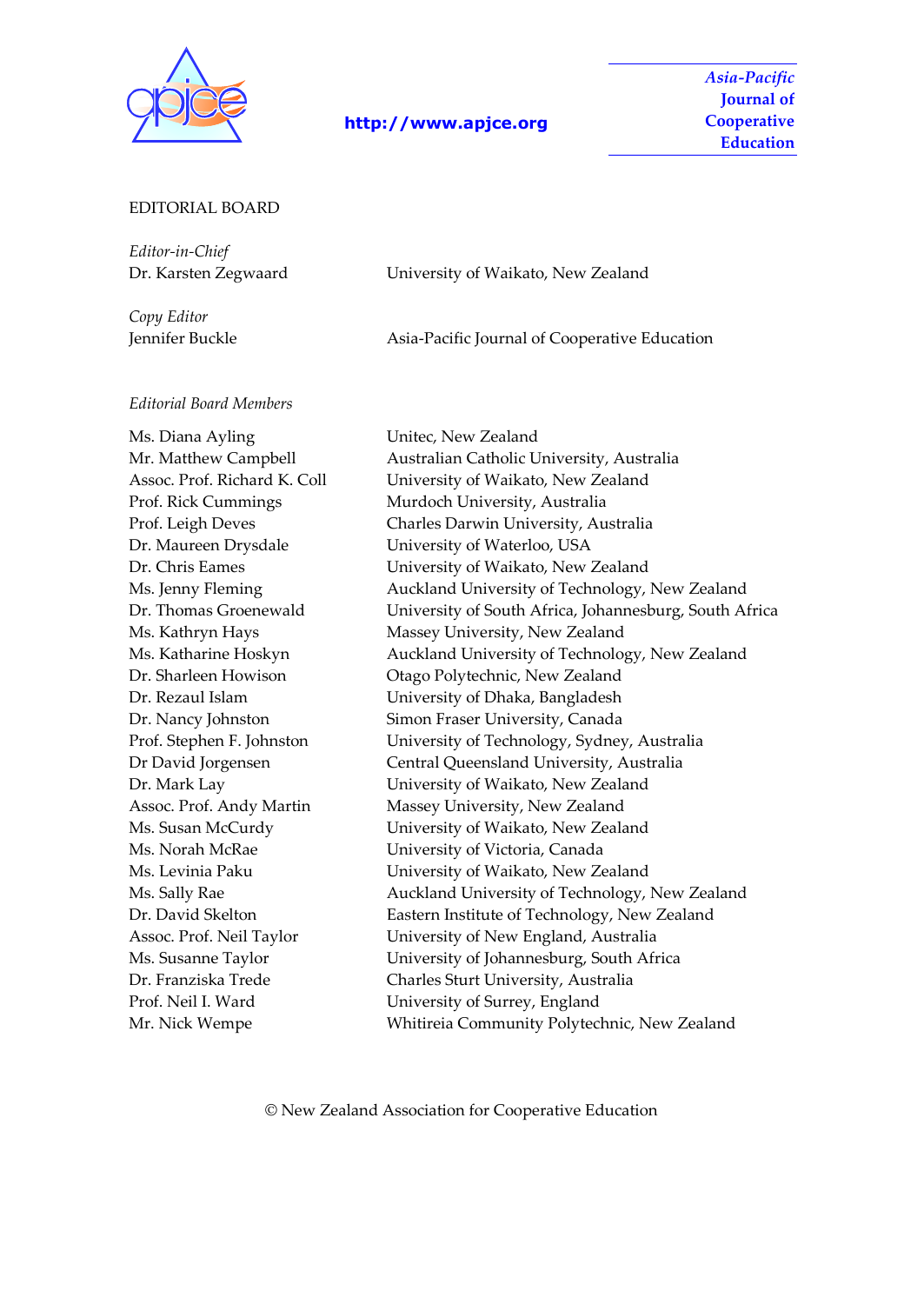# EDITORIAL BOARD

*Editor-in-Chief*

Dr. Karsten Zegwaard — University of Waikato, New Zealand

*Copy Editor*

Jennifer Buckle — Asia-Pacific Journal of Cooperative Education

*Editorial Board Members*

| | |
|---|---|
| Ms. Diana Ayling | Unitec, New Zealand |
| Mr. Matthew Campbell | Australian Catholic University, Australia |
| Assoc. Prof. Richard K. Coll | University of Waikato, New Zealand |
| Prof. Rick Cummings | Murdoch University, Australia |
| Prof. Leigh Deves | Charles Darwin University, Australia |
| Dr. Maureen Drysdale | University of Waterloo, USA |
| Dr. Chris Eames | University of Waikato, New Zealand |
| Ms. Jenny Fleming | Auckland University of Technology, New Zealand |
| Dr. Thomas Groenewald | University of South Africa, Johannesburg, South Africa |
| Ms. Kathryn Hays | Massey University, New Zealand |
| Ms. Katharine Hoskyn | Auckland University of Technology, New Zealand |
| Dr. Sharleen Howison | Otago Polytechnic, New Zealand |
| Dr. Rezaul Islam | University of Dhaka, Bangladesh |
| Dr. Nancy Johnston | Simon Fraser University, Canada |
| Prof. Stephen F. Johnston | University of Technology, Sydney, Australia |
| Dr David Jorgensen | Central Queensland University, Australia |
| Dr. Mark Lay | University of Waikato, New Zealand |
| Assoc. Prof. Andy Martin | Massey University, New Zealand |
| Ms. Susan McCurdy | University of Waikato, New Zealand |
| Ms. Norah McRae | University of Victoria, Canada |
| Ms. Levinia Paku | University of Waikato, New Zealand |
| Ms. Sally Rae | Auckland University of Technology, New Zealand |
| Dr. David Skelton | Eastern Institute of Technology, New Zealand |
| Assoc. Prof. Neil Taylor | University of New England, Australia |
| Ms. Susanne Taylor | University of Johannesburg, South Africa |
| Dr. Franziska Trede | Charles Sturt University, Australia |
| Prof. Neil I. Ward | University of Surrey, England |
| Mr. Nick Wempe | Whitireia Community Polytechnic, New Zealand |

© New Zealand Association for Cooperative Education